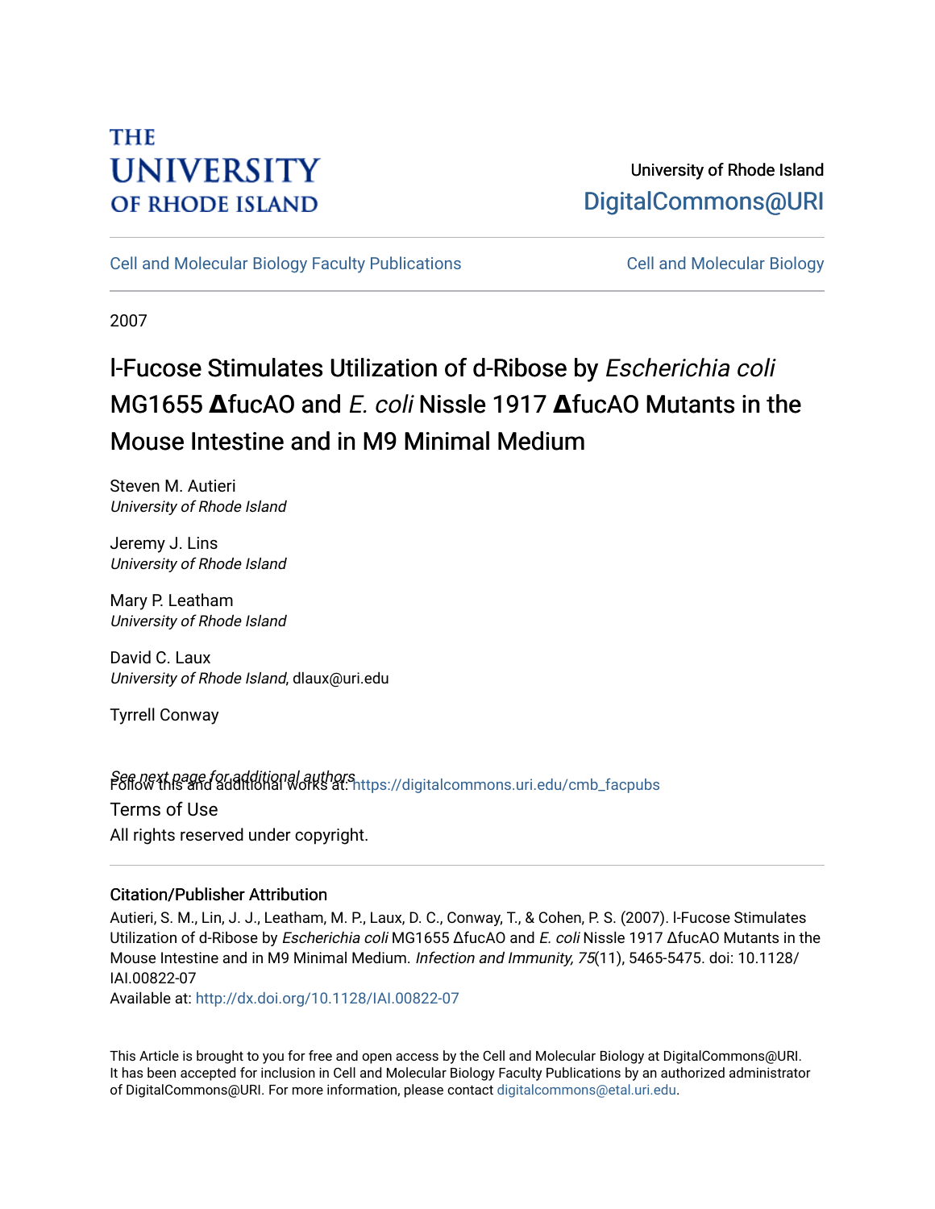THE UNIVERSITY OF RHODE ISLAND

University of Rhode Island
DigitalCommons@URI

Cell and Molecular Biology Faculty Publications | Cell and Molecular Biology

2007

# l-Fucose Stimulates Utilization of d-Ribose by *Escherichia coli* MG1655 ΔfucAO and *E. coli* Nissle 1917 ΔfucAO Mutants in the Mouse Intestine and in M9 Minimal Medium

Steven M. Autieri
*University of Rhode Island*

Jeremy J. Lins
*University of Rhode Island*

Mary P. Leatham
*University of Rhode Island*

David C. Laux
*University of Rhode Island*, dlaux@uri.edu

Tyrrell Conway

*See next page for additional authors*

Follow this and additional works at: https://digitalcommons.uri.edu/cmb_facpubs

Terms of Use
All rights reserved under copyright.

## Citation/Publisher Attribution

Autieri, S. M., Lin, J. J., Leatham, M. P., Laux, D. C., Conway, T., & Cohen, P. S. (2007). l-Fucose Stimulates Utilization of d-Ribose by *Escherichia coli* MG1655 ΔfucAO and *E. coli* Nissle 1917 ΔfucAO Mutants in the Mouse Intestine and in M9 Minimal Medium. *Infection and Immunity, 75*(11), 5465-5475. doi: 10.1128/IAI.00822-07
Available at: http://dx.doi.org/10.1128/IAI.00822-07

This Article is brought to you for free and open access by the Cell and Molecular Biology at DigitalCommons@URI. It has been accepted for inclusion in Cell and Molecular Biology Faculty Publications by an authorized administrator of DigitalCommons@URI. For more information, please contact digitalcommons@etal.uri.edu.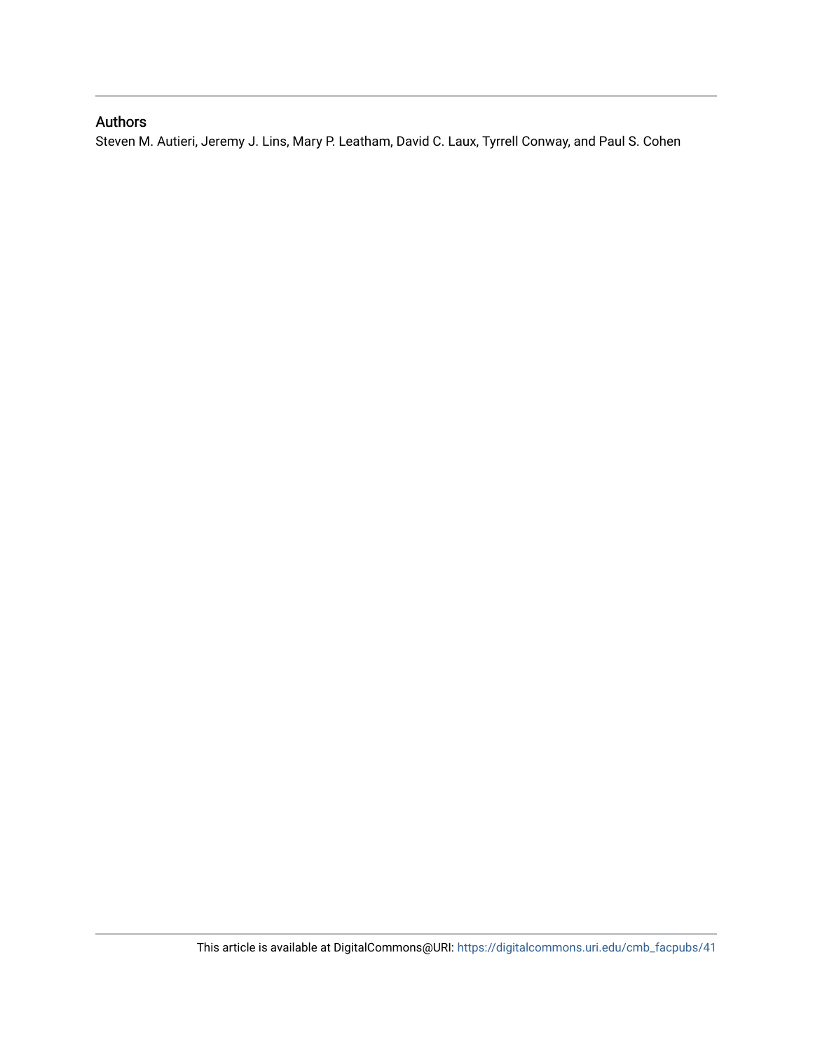## Authors

Steven M. Autieri, Jeremy J. Lins, Mary P. Leatham, David C. Laux, Tyrrell Conway, and Paul S. Cohen

This article is available at DigitalCommons@URI: https://digitalcommons.uri.edu/cmb_facpubs/41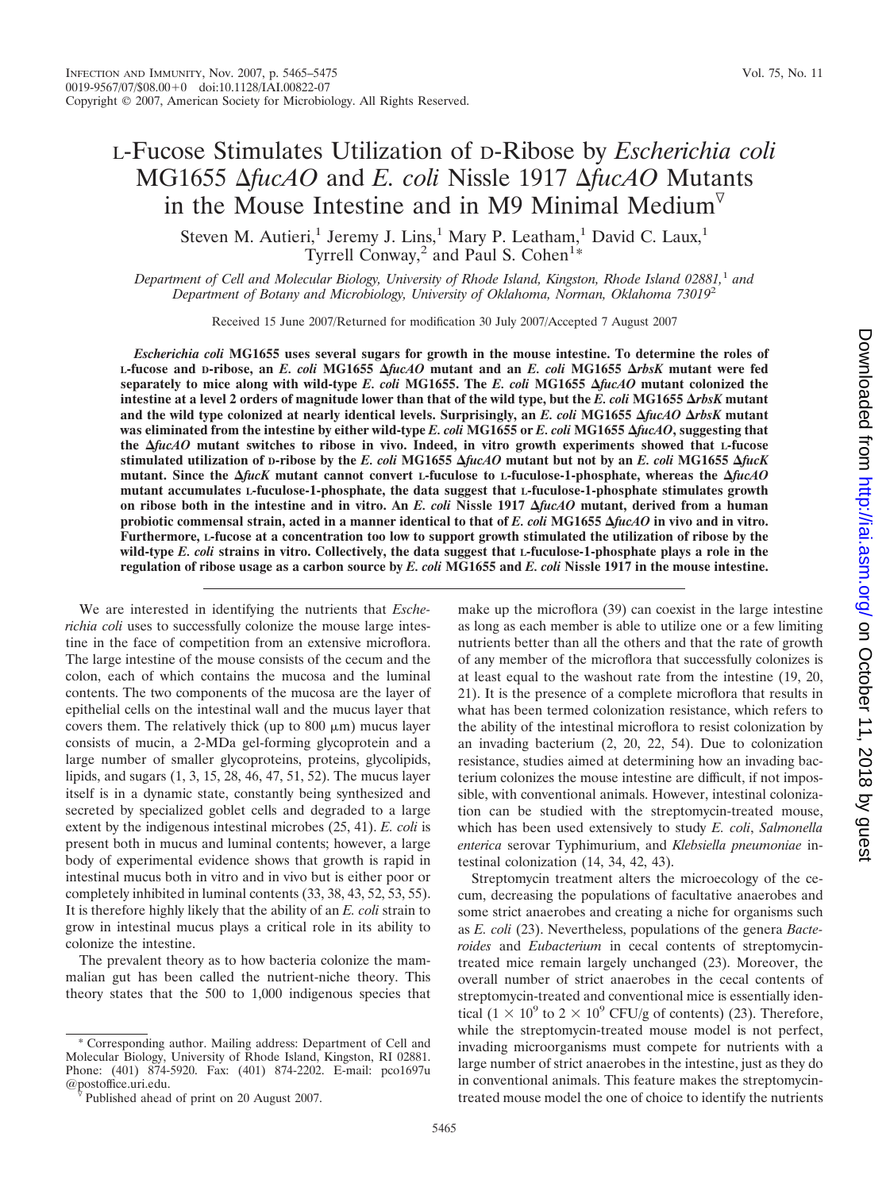# L-Fucose Stimulates Utilization of D-Ribose by *Escherichia coli* MG1655 Δ*fucAO* and *E. coli* Nissle 1917 Δ*fucAO* Mutants in the Mouse Intestine and in M9 Minimal Medium

Steven M. Autieri,[1] Jeremy J. Lins,[1] Mary P. Leatham,[1] David C. Laux,[1] Tyrrell Conway,[2] and Paul S. Cohen[1]*

*Department of Cell and Molecular Biology, University of Rhode Island, Kingston, Rhode Island 02881,[1] and Department of Botany and Microbiology, University of Oklahoma, Norman, Oklahoma 73019[2]*

Received 15 June 2007/Returned for modification 30 July 2007/Accepted 7 August 2007

***Escherichia coli* MG1655 uses several sugars for growth in the mouse intestine. To determine the roles of L-fucose and D-ribose, an *E. coli* MG1655 Δ*fucAO* mutant and an *E. coli* MG1655 Δ*rbsK* mutant were fed separately to mice along with wild-type *E. coli* MG1655. The *E. coli* MG1655 Δ*fucAO* mutant colonized the intestine at a level 2 orders of magnitude lower than that of the wild type, but the *E. coli* MG1655 Δ*rbsK* mutant and the wild type colonized at nearly identical levels. Surprisingly, an *E. coli* MG1655 Δ*fucAO* Δ*rbsK* mutant was eliminated from the intestine by either wild-type *E. coli* MG1655 or *E. coli* MG1655 Δ*fucAO*, suggesting that the Δ*fucAO* mutant switches to ribose in vivo. Indeed, in vitro growth experiments showed that L-fucose stimulated utilization of D-ribose by the *E. coli* MG1655 Δ*fucAO* mutant but not by an *E. coli* MG1655 Δ*fucK* mutant. Since the Δ*fucK* mutant cannot convert L-fuculose to L-fuculose-1-phosphate, whereas the Δ*fucAO* mutant accumulates L-fuculose-1-phosphate, the data suggest that L-fuculose-1-phosphate stimulates growth on ribose both in the intestine and in vitro. An *E. coli* Nissle 1917 Δ*fucAO* mutant, derived from a human probiotic commensal strain, acted in a manner identical to that of *E. coli* MG1655 Δ*fucAO* in vivo and in vitro. Furthermore, L-fucose at a concentration too low to support growth stimulated the utilization of ribose by the wild-type *E. coli* strains in vitro. Collectively, the data suggest that L-fuculose-1-phosphate plays a role in the regulation of ribose usage as a carbon source by *E. coli* MG1655 and *E. coli* Nissle 1917 in the mouse intestine.**

We are interested in identifying the nutrients that *Escherichia coli* uses to successfully colonize the mouse large intestine in the face of competition from an extensive microflora. The large intestine of the mouse consists of the cecum and the colon, each of which contains the mucosa and the luminal contents. The two components of the mucosa are the layer of epithelial cells on the intestinal wall and the mucus layer that covers them. The relatively thick (up to 800 μm) mucus layer consists of mucin, a 2-MDa gel-forming glycoprotein and a large number of smaller glycoproteins, proteins, glycolipids, lipids, and sugars (1, 3, 15, 28, 46, 47, 51, 52). The mucus layer itself is in a dynamic state, constantly being synthesized and secreted by specialized goblet cells and degraded to a large extent by the indigenous intestinal microbes (25, 41). *E. coli* is present both in mucus and luminal contents; however, a large body of experimental evidence shows that growth is rapid in intestinal mucus both in vitro and in vivo but is either poor or completely inhibited in luminal contents (33, 38, 43, 52, 53, 55). It is therefore highly likely that the ability of an *E. coli* strain to grow in intestinal mucus plays a critical role in its ability to colonize the intestine.

The prevalent theory as to how bacteria colonize the mammalian gut has been called the nutrient-niche theory. This theory states that the 500 to 1,000 indigenous species that make up the microflora (39) can coexist in the large intestine as long as each member is able to utilize one or a few limiting nutrients better than all the others and that the rate of growth of any member of the microflora that successfully colonizes is at least equal to the washout rate from the intestine (19, 20, 21). It is the presence of a complete microflora that results in what has been termed colonization resistance, which refers to the ability of the intestinal microflora to resist colonization by an invading bacterium (2, 20, 22, 54). Due to colonization resistance, studies aimed at determining how an invading bacterium colonizes the mouse intestine are difficult, if not impossible, with conventional animals. However, intestinal colonization can be studied with the streptomycin-treated mouse, which has been used extensively to study *E. coli*, *Salmonella enterica* serovar Typhimurium, and *Klebsiella pneumoniae* intestinal colonization (14, 34, 42, 43).

Streptomycin treatment alters the microecology of the cecum, decreasing the populations of facultative anaerobes and some strict anaerobes and creating a niche for organisms such as *E. coli* (23). Nevertheless, populations of the genera *Bacteroides* and *Eubacterium* in cecal contents of streptomycin-treated mice remain largely unchanged (23). Moreover, the overall number of strict anaerobes in the cecal contents of streptomycin-treated and conventional mice is essentially identical ($1 \times 10^9$ to $2 \times 10^9$ CFU/g of contents) (23). Therefore, while the streptomycin-treated mouse model is not perfect, invading microorganisms must compete for nutrients with a large number of strict anaerobes in the intestine, just as they do in conventional animals. This feature makes the streptomycin-treated mouse model the one of choice to identify the nutrients

* Corresponding author. Mailing address: Department of Cell and Molecular Biology, University of Rhode Island, Kingston, RI 02881. Phone: (401) 874-5920. Fax: (401) 874-2202. E-mail: pco1697u@postoffice.uri.edu.

▽ Published ahead of print on 20 August 2007.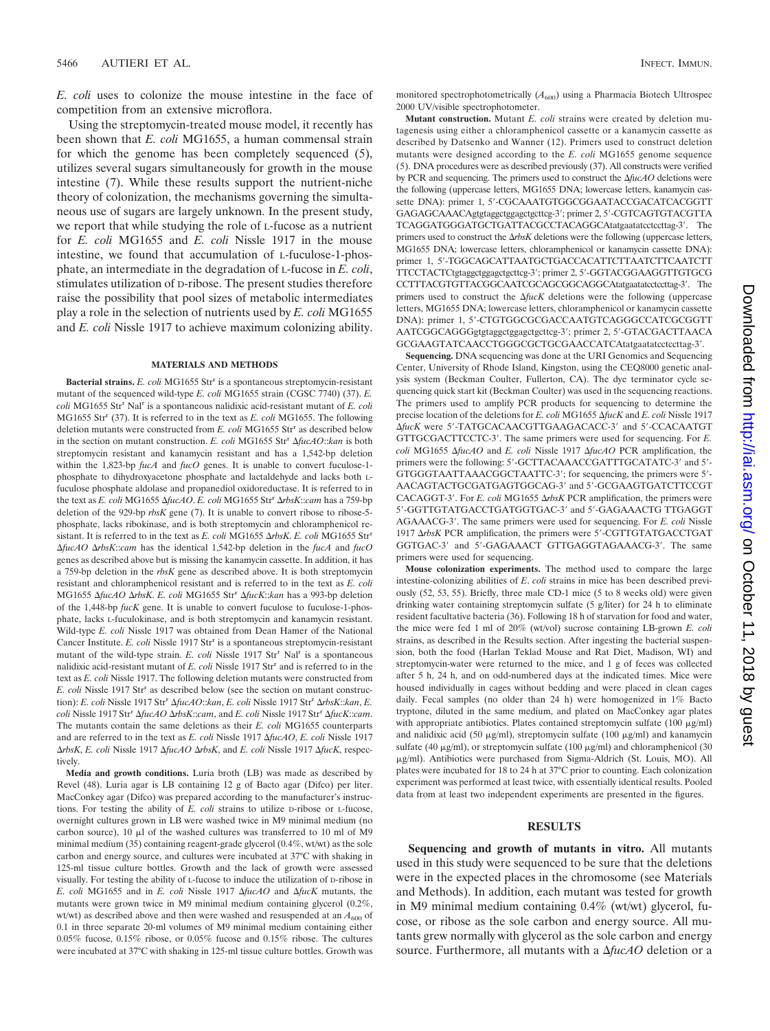*E. coli* uses to colonize the mouse intestine in the face of competition from an extensive microflora.

Using the streptomycin-treated mouse model, it recently has been shown that *E. coli* MG1655, a human commensal strain for which the genome has been completely sequenced (5), utilizes several sugars simultaneously for growth in the mouse intestine (7). While these results support the nutrient-niche theory of colonization, the mechanisms governing the simultaneous use of sugars are largely unknown. In the present study, we report that while studying the role of L-fucose as a nutrient for *E. coli* MG1655 and *E. coli* Nissle 1917 in the mouse intestine, we found that accumulation of L-fuculose-1-phosphate, an intermediate in the degradation of L-fucose in *E. coli*, stimulates utilization of D-ribose. The present studies therefore raise the possibility that pool sizes of metabolic intermediates play a role in the selection of nutrients used by *E. coli* MG1655 and *E. coli* Nissle 1917 to achieve maximum colonizing ability.

## MATERIALS AND METHODS

**Bacterial strains.** *E. coli* MG1655 Str$^r$ is a spontaneous streptomycin-resistant mutant of the sequenced wild-type *E. coli* MG1655 strain (CGSC 7740) (37). *E. coli* MG1655 Str$^r$ Nal$^r$ is a spontaneous nalidixic acid-resistant mutant of *E. coli* MG1655 Str$^r$ (37). It is referred to in the text as *E. coli* MG1655. The following deletion mutants were constructed from *E. coli* MG1655 Str$^r$ as described below in the section on mutant construction. *E. coli* MG1655 Str$^r$ Δ*fucAO*::*kan* is both streptomycin resistant and kanamycin resistant and has a 1,542-bp deletion within the 1,823-bp *fucA* and *fucO* genes. It is unable to convert fuculose-1-phosphate to dihydroxyacetone phosphate and lactaldehyde and lacks both L-fuculose phosphate aldolase and propanediol oxidoreductase. It is referred to in the text as *E. coli* MG1655 Δ*fucAO*. *E. coli* MG1655 Str$^r$ Δ*rbsK*::*cam* has a 759-bp deletion of the 929-bp *rbsK* gene (7). It is unable to convert ribose to ribose-5-phosphate, lacks ribokinase, and is both streptomycin and chloramphenicol resistant. It is referred to in the text as *E. coli* MG1655 Δ*rbsK*. *E. coli* MG1655 Str$^r$ Δ*fucAO* Δ*rbsK*::*cam* has the identical 1,542-bp deletion in the *fucA* and *fucO* genes as described above but is missing the kanamycin cassette. In addition, it has a 759-bp deletion in the *rbsK* gene as described above. It is both streptomycin resistant and chloramphenicol resistant and is referred to in the text as *E. coli* MG1655 Δ*fucAO* Δ*rbsK*. *E. coli* MG1655 Str$^r$ Δ*fucK*::*kan* has a 993-bp deletion of the 1,448-bp *fucK* gene. It is unable to convert fuculose to fuculose-1-phosphate, lacks L-fuculokinase, and is both streptomycin and kanamycin resistant. Wild-type *E. coli* Nissle 1917 was obtained from Dean Hamer of the National Cancer Institute. *E. coli* Nissle 1917 Str$^r$ is a spontaneous streptomycin-resistant mutant of the wild-type strain. *E. coli* Nissle 1917 Str$^r$ Nal$^r$ is a spontaneous nalidixic acid-resistant mutant of *E. coli* Nissle 1917 Str$^r$ and is referred to in the text as *E. coli* Nissle 1917. The following deletion mutants were constructed from *E. coli* Nissle 1917 Str$^r$ as described below (see the section on mutant construction): *E. coli* Nissle 1917 Str$^r$ Δ*fucAO*::*kan*, *E. coli* Nissle 1917 Str$^r$ Δ*rbsK*::*kan*, *E. coli* Nissle 1917 Str$^r$ Δ*fucAO* Δ*rbsK*::*cam*, and *E. coli* Nissle 1917 Str$^r$ Δ*fucK*::*cam*. The mutants contain the same deletions as their *E. coli* MG1655 counterparts and are referred to in the text as *E. coli* Nissle 1917 Δ*fucAO*, *E. coli* Nissle 1917 Δ*rbsK*, *E. coli* Nissle 1917 Δ*fucAO* Δ*rbsK*, and *E. coli* Nissle 1917 Δ*fucK*, respectively.

**Media and growth conditions.** Luria broth (LB) was made as described by Revel (48). Luria agar is LB containing 12 g of Bacto agar (Difco) per liter. MacConkey agar (Difco) was prepared according to the manufacturer's instructions. For testing the ability of *E. coli* strains to utilize D-ribose or L-fucose, overnight cultures grown in LB were washed twice in M9 minimal medium (no carbon source), 10 μl of the washed cultures was transferred to 10 ml of M9 minimal medium (35) containing reagent-grade glycerol (0.4%, wt/wt) as the sole carbon and energy source, and cultures were incubated at 37°C with shaking in 125-ml tissue culture bottles. Growth and the lack of growth were assessed visually. For testing the ability of L-fucose to induce the utilization of D-ribose in *E. coli* MG1655 and in *E. coli* Nissle 1917 Δ*fucAO* and Δ*fucK* mutants, the mutants were grown twice in M9 minimal medium containing glycerol (0.2%, wt/wt) as described above and then were washed and resuspended at an $A_{600}$ of 0.1 in three separate 20-ml volumes of M9 minimal medium containing either 0.05% fucose, 0.15% ribose, or 0.05% fucose and 0.15% ribose. The cultures were incubated at 37°C with shaking in 125-ml tissue culture bottles. Growth was monitored spectrophotometrically ($A_{600}$) using a Pharmacia Biotech Ultrospec 2000 UV/visible spectrophotometer.

**Mutant construction.** Mutant *E. coli* strains were created by deletion mutagenesis using either a chloramphenicol cassette or a kanamycin cassette as described by Datsenko and Wanner (12). Primers used to construct deletion mutants were designed according to the *E. coli* MG1655 genome sequence (5). DNA procedures were as described previously (37). All constructs were verified by PCR and sequencing. The primers used to construct the Δ*fucAO* deletions were the following (uppercase letters, MG1655 DNA; lowercase letters, kanamycin cassette DNA): primer 1, 5′-CGCAAATGTGGCGGAATACCGACATCACGGTTGAGAGCAAACAgtgtaggctggagctgcttcg-3′; primer 2, 5′-CGTCAGTGTACGTTATCAGGATGGGATGCTGATTACGCCTACAGGCAtatgaatatcctccttag-3′. The primers used to construct the Δ*rbsK* deletions were the following (uppercase letters, MG1655 DNA; lowercase letters, chloramphenicol or kanamycin cassette DNA): primer 1, 5′-TGGCAGCATTAATGCTGACCACATTCTTAATCTTCAATCTTTTCCTACTCtgtaggctggagctgcttcg-3′; primer 2, 5′-GGTACGGAAGGTTGTGCGCCTTTACGTGTTACGGCAATCGCAGCGGCAGGCAtatgaatatcctccttag-3′. The primers used to construct the Δ*fucK* deletions were the following (uppercase letters, MG1655 DNA; lowercase letters, chloramphenicol or kanamycin cassette DNA): primer 1, 5′-CTGTGGCGCGACCAATGTCAGGGCCATCGCGGTTAATCGGCAGGGgtgtaggctggagctgcttcg-3′; primer 2, 5′-GTACGACTTAACAGCGAAGTATCAACCTGGGCGCTGCGAACCATCAtatgaatatcctccttag-3′.

**Sequencing.** DNA sequencing was done at the URI Genomics and Sequencing Center, University of Rhode Island, Kingston, using the CEQ8000 genetic analysis system (Beckman Coulter, Fullerton, CA). The dye terminator cycle sequencing quick start kit (Beckman Coulter) was used in the sequencing reactions. The primers used to amplify PCR products for sequencing to determine the precise location of the deletions for *E. coli* MG1655 Δ*fucK* and *E. coli* Nissle 1917 Δ*fucK* were 5′-TATGCACAACGTTGAAGACACC-3′ and 5′-CCACAATGTGTTGCGACTTCCTC-3′. The same primers were used for sequencing. For *E. coli* MG1655 Δ*fucAO* and *E. coli* Nissle 1917 Δ*fucAO* PCR amplification, the primers were the following: 5′-GCTTACAAACCGATTTGCATATC-3′ and 5′-GTGGGTAATTAAACGGCTAATTC-3′; for sequencing, the primers were 5′-AACAGTACTGCGATGAGTGGCAG-3′ and 5′-GCGAAGTGATCTTCCGTCACAGGT-3′. For *E. coli* MG1655 Δ*rbsK* PCR amplification, the primers were 5′-GGTTGTATGACCTGATGGTGAC-3′ and 5′-GAGAAACTG TTGAGGTAGAAACG-3′. The same primers were used for sequencing. For *E. coli* Nissle 1917 Δ*rbsK* PCR amplification, the primers were 5′-CGTTGTATGACCTGATGGTGAC-3′ and 5′-GAGAAACT GTTGAGGTAGAAACG-3′. The same primers were used for sequencing.

**Mouse colonization experiments.** The method used to compare the large intestine-colonizing abilities of *E. coli* strains in mice has been described previously (52, 53, 55). Briefly, three male CD-1 mice (5 to 8 weeks old) were given drinking water containing streptomycin sulfate (5 g/liter) for 24 h to eliminate resident facultative bacteria (36). Following 18 h of starvation for food and water, the mice were fed 1 ml of 20% (wt/vol) sucrose containing LB-grown *E. coli* strains, as described in the Results section. After ingesting the bacterial suspension, both the food (Harlan Teklad Mouse and Rat Diet, Madison, WI) and streptomycin-water were returned to the mice, and 1 g of feces was collected after 5 h, 24 h, and on odd-numbered days at the indicated times. Mice were housed individually in cages without bedding and were placed in clean cages daily. Fecal samples (no older than 24 h) were homogenized in 1% Bacto tryptone, diluted in the same medium, and plated on MacConkey agar plates with appropriate antibiotics. Plates contained streptomycin sulfate (100 μg/ml) and nalidixic acid (50 μg/ml), streptomycin sulfate (100 μg/ml) and kanamycin sulfate (40 μg/ml), or streptomycin sulfate (100 μg/ml) and chloramphenicol (30 μg/ml). Antibiotics were purchased from Sigma-Aldrich (St. Louis, MO). All plates were incubated for 18 to 24 h at 37°C prior to counting. Each colonization experiment was performed at least twice, with essentially identical results. Pooled data from at least two independent experiments are presented in the figures.

## RESULTS

**Sequencing and growth of mutants in vitro.** All mutants used in this study were sequenced to be sure that the deletions were in the expected places in the chromosome (see Materials and Methods). In addition, each mutant was tested for growth in M9 minimal medium containing 0.4% (wt/wt) glycerol, fucose, or ribose as the sole carbon and energy source. All mutants grew normally with glycerol as the sole carbon and energy source. Furthermore, all mutants with a Δ*fucAO* deletion or a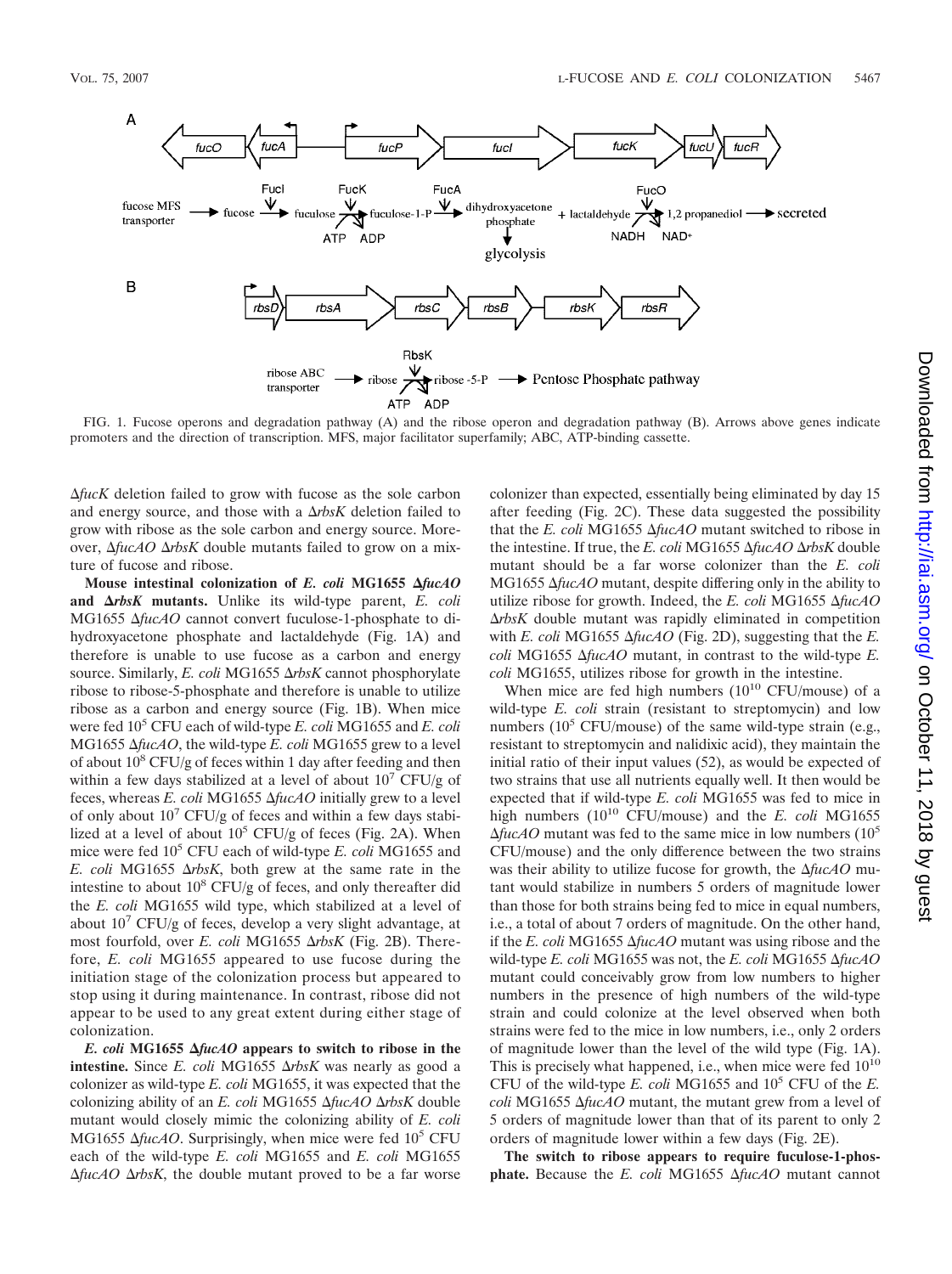FIG. 1. Fucose operons and degradation pathway (A) and the ribose operon and degradation pathway (B). Arrows above genes indicate promoters and the direction of transcription. MFS, major facilitator superfamily; ABC, ATP-binding cassette.

Δ*fucK* deletion failed to grow with fucose as the sole carbon and energy source, and those with a Δ*rbsK* deletion failed to grow with ribose as the sole carbon and energy source. Moreover, Δ*fucAO* Δ*rbsK* double mutants failed to grow on a mixture of fucose and ribose.

**Mouse intestinal colonization of *E. coli* MG1655 Δ*fucAO* and Δ*rbsK* mutants.** Unlike its wild-type parent, *E. coli* MG1655 Δ*fucAO* cannot convert fuculose-1-phosphate to dihydroxyacetone phosphate and lactaldehyde (Fig. 1A) and therefore is unable to use fucose as a carbon and energy source. Similarly, *E. coli* MG1655 Δ*rbsK* cannot phosphorylate ribose to ribose-5-phosphate and therefore is unable to utilize ribose as a carbon and energy source (Fig. 1B). When mice were fed $10^5$ CFU each of wild-type *E. coli* MG1655 and *E. coli* MG1655 Δ*fucAO*, the wild-type *E. coli* MG1655 grew to a level of about $10^8$ CFU/g of feces within 1 day after feeding and then within a few days stabilized at a level of about $10^7$ CFU/g of feces, whereas *E. coli* MG1655 Δ*fucAO* initially grew to a level of only about $10^7$ CFU/g of feces and within a few days stabilized at a level of about $10^5$ CFU/g of feces (Fig. 2A). When mice were fed $10^5$ CFU each of wild-type *E. coli* MG1655 and *E. coli* MG1655 Δ*rbsK*, both grew at the same rate in the intestine to about $10^8$ CFU/g of feces, and only thereafter did the *E. coli* MG1655 wild type, which stabilized at a level of about $10^7$ CFU/g of feces, develop a very slight advantage, at most fourfold, over *E. coli* MG1655 Δ*rbsK* (Fig. 2B). Therefore, *E. coli* MG1655 appeared to use fucose during the initiation stage of the colonization process but appeared to stop using it during maintenance. In contrast, ribose did not appear to be used to any great extent during either stage of colonization.

***E. coli* MG1655 Δ*fucAO* appears to switch to ribose in the intestine.** Since *E. coli* MG1655 Δ*rbsK* was nearly as good a colonizer as wild-type *E. coli* MG1655, it was expected that the colonizing ability of an *E. coli* MG1655 Δ*fucAO* Δ*rbsK* double mutant would closely mimic the colonizing ability of *E. coli* MG1655 Δ*fucAO*. Surprisingly, when mice were fed $10^5$ CFU each of the wild-type *E. coli* MG1655 and *E. coli* MG1655 Δ*fucAO* Δ*rbsK*, the double mutant proved to be a far worse colonizer than expected, essentially being eliminated by day 15 after feeding (Fig. 2C). These data suggested the possibility that the *E. coli* MG1655 Δ*fucAO* mutant switched to ribose in the intestine. If true, the *E. coli* MG1655 Δ*fucAO* Δ*rbsK* double mutant should be a far worse colonizer than the *E. coli* MG1655 Δ*fucAO* mutant, despite differing only in the ability to utilize ribose for growth. Indeed, the *E. coli* MG1655 Δ*fucAO* Δ*rbsK* double mutant was rapidly eliminated in competition with *E. coli* MG1655 Δ*fucAO* (Fig. 2D), suggesting that the *E. coli* MG1655 Δ*fucAO* mutant, in contrast to the wild-type *E. coli* MG1655, utilizes ribose for growth in the intestine.

When mice are fed high numbers ($10^{10}$ CFU/mouse) of a wild-type *E. coli* strain (resistant to streptomycin) and low numbers ($10^5$ CFU/mouse) of the same wild-type strain (e.g., resistant to streptomycin and nalidixic acid), they maintain the initial ratio of their input values (52), as would be expected of two strains that use all nutrients equally well. It then would be expected that if wild-type *E. coli* MG1655 was fed to mice in high numbers ($10^{10}$ CFU/mouse) and the *E. coli* MG1655 Δ*fucAO* mutant was fed to the same mice in low numbers ($10^5$ CFU/mouse) and the only difference between the two strains was their ability to utilize fucose for growth, the Δ*fucAO* mutant would stabilize in numbers 5 orders of magnitude lower than those for both strains being fed to mice in equal numbers, i.e., a total of about 7 orders of magnitude. On the other hand, if the *E. coli* MG1655 Δ*fucAO* mutant was using ribose and the wild-type *E. coli* MG1655 was not, the *E. coli* MG1655 Δ*fucAO* mutant could conceivably grow from low numbers to higher numbers in the presence of high numbers of the wild-type strain and could colonize at the level observed when both strains were fed to the mice in low numbers, i.e., only 2 orders of magnitude lower than the level of the wild type (Fig. 1A). This is precisely what happened, i.e., when mice were fed $10^{10}$ CFU of the wild-type *E. coli* MG1655 and $10^5$ CFU of the *E. coli* MG1655 Δ*fucAO* mutant, the mutant grew from a level of 5 orders of magnitude lower than that of its parent to only 2 orders of magnitude lower within a few days (Fig. 2E).

**The switch to ribose appears to require fuculose-1-phosphate.** Because the *E. coli* MG1655 Δ*fucAO* mutant cannot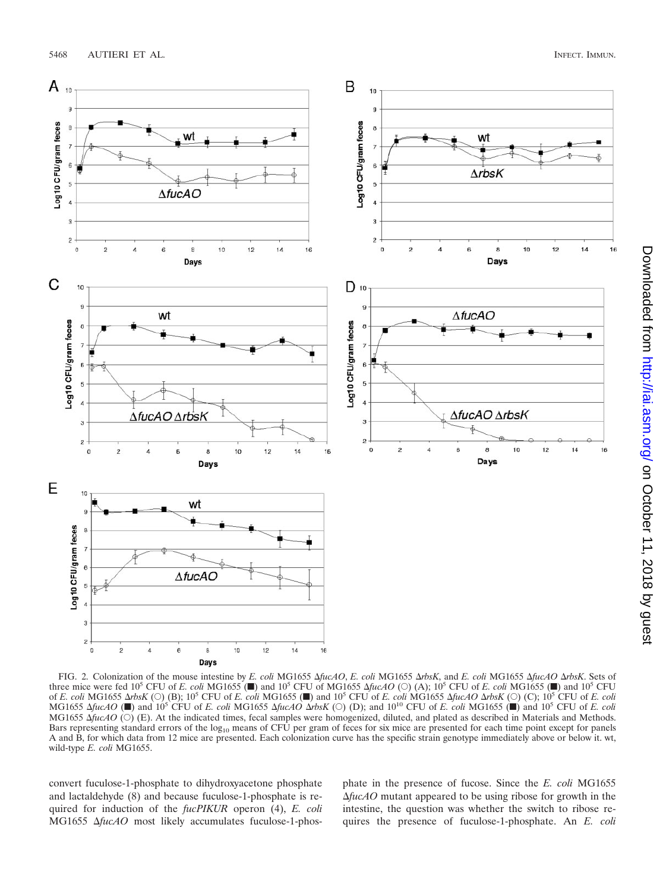FIG. 2. Colonization of the mouse intestine by *E. coli* MG1655 Δ*fucAO*, *E. coli* MG1655 Δ*rbsK*, and *E. coli* MG1655 Δ*fucAO* Δ*rbsK*. Sets of three mice were fed $10^5$ CFU of *E. coli* MG1655 (■) and $10^5$ CFU of MG1655 Δ*fucAO* (○) (A); $10^5$ CFU of *E. coli* MG1655 (■) and $10^5$ CFU of *E. coli* MG1655 Δ*rbsK* (○) (B); $10^5$ CFU of *E. coli* MG1655 (■) and $10^5$ CFU of *E. coli* MG1655 Δ*fucAO* Δ*rbsK* (○) (C); $10^5$ CFU of *E. coli* MG1655 Δ*fucAO* (■) and $10^5$ CFU of *E. coli* MG1655 Δ*fucAO* Δ*rbsK* (○) (D); and $10^{10}$ CFU of *E. coli* MG1655 (■) and $10^5$ CFU of *E. coli* MG1655 Δ*fucAO* (○) (E). At the indicated times, fecal samples were homogenized, diluted, and plated as described in Materials and Methods. Bars representing standard errors of the $\log_{10}$ means of CFU per gram of feces for six mice are presented for each time point except for panels A and B, for which data from 12 mice are presented. Each colonization curve has the specific strain genotype immediately above or below it. wt, wild-type *E. coli* MG1655.

convert fuculose-1-phosphate to dihydroxyacetone phosphate and lactaldehyde (8) and because fuculose-1-phosphate is required for induction of the *fucPIKUR* operon (4), *E. coli* MG1655 Δ*fucAO* most likely accumulates fuculose-1-phosphate in the presence of fucose. Since the *E. coli* MG1655 Δ*fucAO* mutant appeared to be using ribose for growth in the intestine, the question was whether the switch to ribose requires the presence of fuculose-1-phosphate. An *E. coli*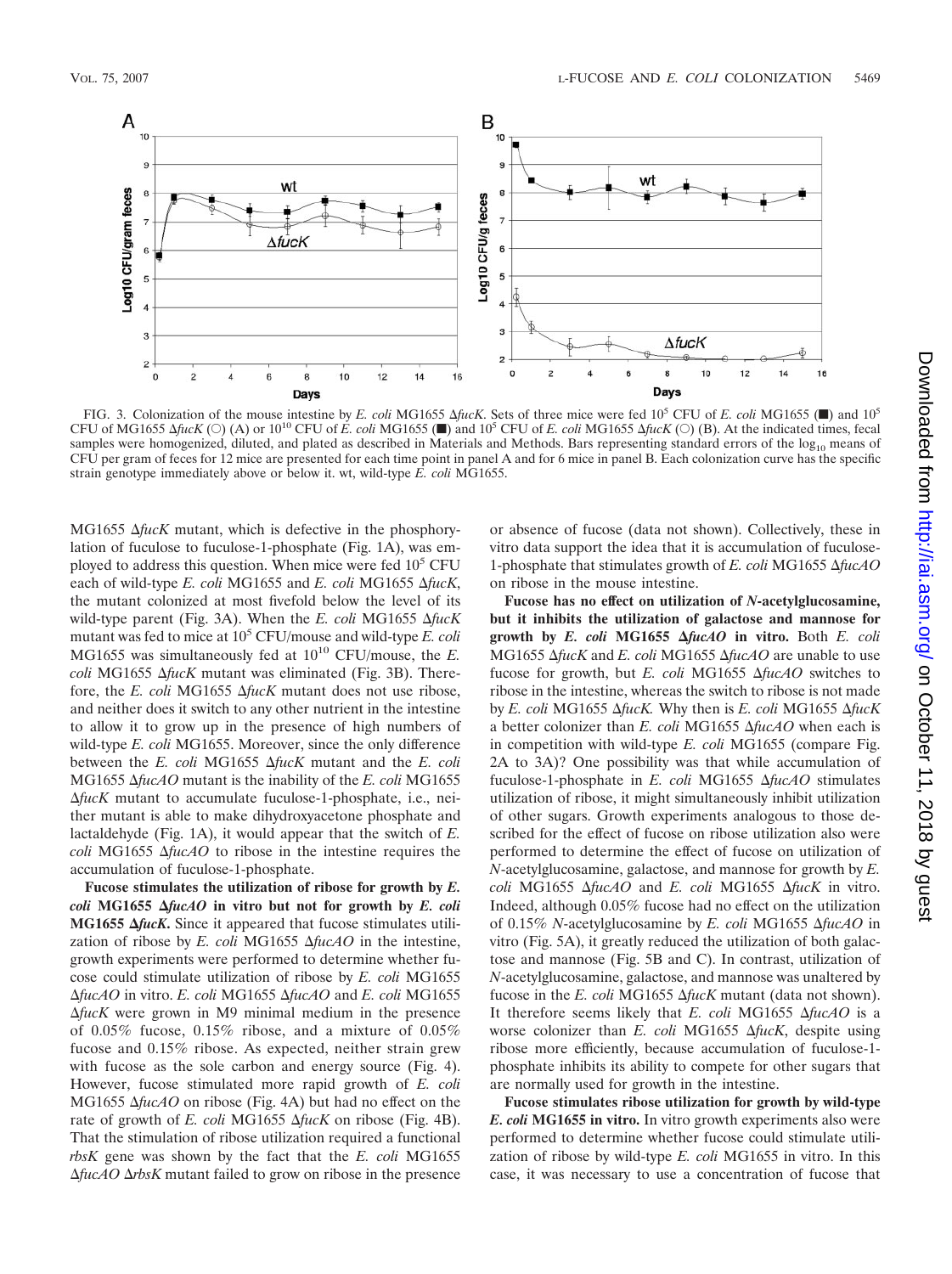FIG. 3. Colonization of the mouse intestine by *E. coli* MG1655 Δ*fucK*. Sets of three mice were fed $10^5$ CFU of *E. coli* MG1655 (■) and $10^5$ CFU of MG1655 Δ*fucK* (○) (A) or $10^{10}$ CFU of *E. coli* MG1655 (■) and $10^5$ CFU of *E. coli* MG1655 Δ*fucK* (○) (B). At the indicated times, fecal samples were homogenized, diluted, and plated as described in Materials and Methods. Bars representing standard errors of the $\log_{10}$ means of CFU per gram of feces for 12 mice are presented for each time point in panel A and for 6 mice in panel B. Each colonization curve has the specific strain genotype immediately above or below it. wt, wild-type *E. coli* MG1655.

MG1655 Δ*fucK* mutant, which is defective in the phosphorylation of fuculose to fuculose-1-phosphate (Fig. 1A), was employed to address this question. When mice were fed $10^5$ CFU each of wild-type *E. coli* MG1655 and *E. coli* MG1655 Δ*fucK*, the mutant colonized at most fivefold below the level of its wild-type parent (Fig. 3A). When the *E. coli* MG1655 Δ*fucK* mutant was fed to mice at $10^5$ CFU/mouse and wild-type *E. coli* MG1655 was simultaneously fed at $10^{10}$ CFU/mouse, the *E. coli* MG1655 Δ*fucK* mutant was eliminated (Fig. 3B). Therefore, the *E. coli* MG1655 Δ*fucK* mutant does not use ribose, and neither does it switch to any other nutrient in the intestine to allow it to grow up in the presence of high numbers of wild-type *E. coli* MG1655. Moreover, since the only difference between the *E. coli* MG1655 Δ*fucK* mutant and the *E. coli* MG1655 Δ*fucAO* mutant is the inability of the *E. coli* MG1655 Δ*fucK* mutant to accumulate fuculose-1-phosphate, i.e., neither mutant is able to make dihydroxyacetone phosphate and lactaldehyde (Fig. 1A), it would appear that the switch of *E. coli* MG1655 Δ*fucAO* to ribose in the intestine requires the accumulation of fuculose-1-phosphate.

**Fucose stimulates the utilization of ribose for growth by *E. coli* MG1655 Δ*fucAO* in vitro but not for growth by *E. coli* MG1655 Δ*fucK*.** Since it appeared that fucose stimulates utilization of ribose by *E. coli* MG1655 Δ*fucAO* in the intestine, growth experiments were performed to determine whether fucose could stimulate utilization of ribose by *E. coli* MG1655 Δ*fucAO* in vitro. *E. coli* MG1655 Δ*fucAO* and *E. coli* MG1655 Δ*fucK* were grown in M9 minimal medium in the presence of 0.05% fucose, 0.15% ribose, and a mixture of 0.05% fucose and 0.15% ribose. As expected, neither strain grew with fucose as the sole carbon and energy source (Fig. 4). However, fucose stimulated more rapid growth of *E. coli* MG1655 Δ*fucAO* on ribose (Fig. 4A) but had no effect on the rate of growth of *E. coli* MG1655 Δ*fucK* on ribose (Fig. 4B). That the stimulation of ribose utilization required a functional *rbsK* gene was shown by the fact that the *E. coli* MG1655 Δ*fucAO* Δ*rbsK* mutant failed to grow on ribose in the presence or absence of fucose (data not shown). Collectively, these in vitro data support the idea that it is accumulation of fuculose-1-phosphate that stimulates growth of *E. coli* MG1655 Δ*fucAO* on ribose in the mouse intestine.

**Fucose has no effect on utilization of *N*-acetylglucosamine, but it inhibits the utilization of galactose and mannose for growth by *E. coli* MG1655 Δ*fucAO* in vitro.** Both *E. coli* MG1655 Δ*fucK* and *E. coli* MG1655 Δ*fucAO* are unable to use fucose for growth, but *E. coli* MG1655 Δ*fucAO* switches to ribose in the intestine, whereas the switch to ribose is not made by *E. coli* MG1655 Δ*fucK*. Why then is *E. coli* MG1655 Δ*fucK* a better colonizer than *E. coli* MG1655 Δ*fucAO* when each is in competition with wild-type *E. coli* MG1655 (compare Fig. 2A to 3A)? One possibility was that while accumulation of fuculose-1-phosphate in *E. coli* MG1655 Δ*fucAO* stimulates utilization of ribose, it might simultaneously inhibit utilization of other sugars. Growth experiments analogous to those described for the effect of fucose on ribose utilization also were performed to determine the effect of fucose on utilization of *N*-acetylglucosamine, galactose, and mannose for growth by *E. coli* MG1655 Δ*fucAO* and *E. coli* MG1655 Δ*fucK* in vitro. Indeed, although 0.05% fucose had no effect on the utilization of 0.15% *N*-acetylglucosamine by *E. coli* MG1655 Δ*fucAO* in vitro (Fig. 5A), it greatly reduced the utilization of both galactose and mannose (Fig. 5B and C). In contrast, utilization of *N*-acetylglucosamine, galactose, and mannose was unaltered by fucose in the *E. coli* MG1655 Δ*fucK* mutant (data not shown). It therefore seems likely that *E. coli* MG1655 Δ*fucAO* is a worse colonizer than *E. coli* MG1655 Δ*fucK*, despite using ribose more efficiently, because accumulation of fuculose-1-phosphate inhibits its ability to compete for other sugars that are normally used for growth in the intestine.

**Fucose stimulates ribose utilization for growth by wild-type *E. coli* MG1655 in vitro.** In vitro growth experiments also were performed to determine whether fucose could stimulate utilization of ribose by wild-type *E. coli* MG1655 in vitro. In this case, it was necessary to use a concentration of fucose that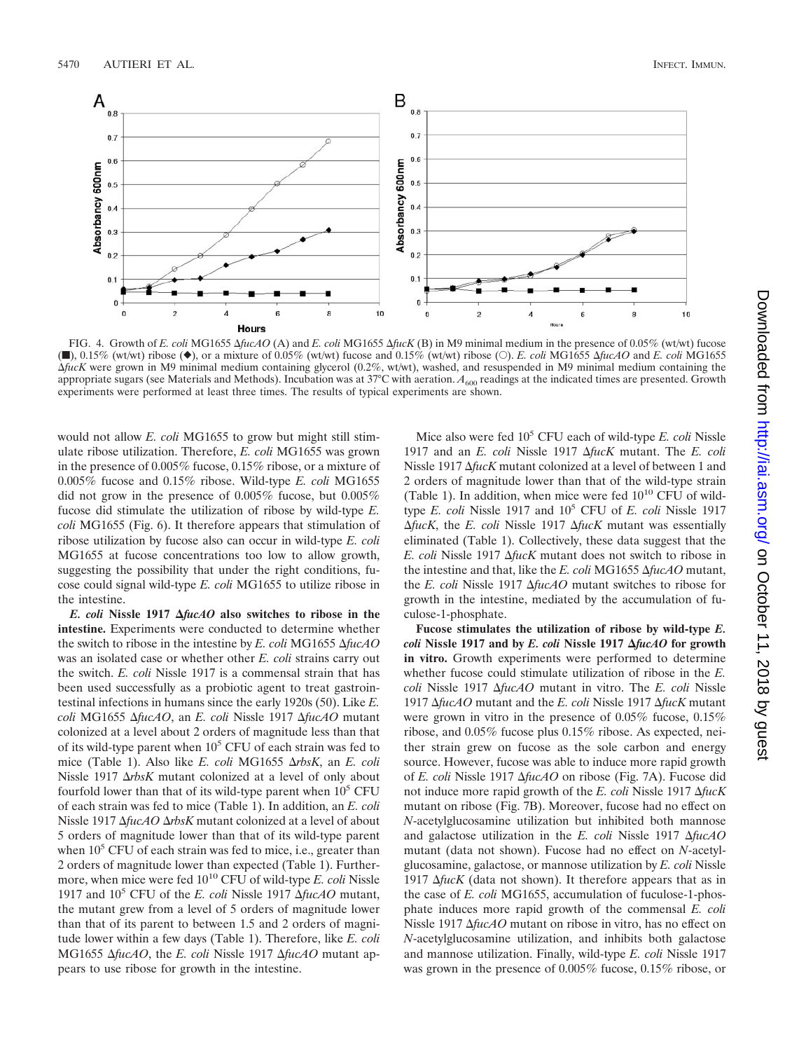FIG. 4. Growth of *E. coli* MG1655 Δ*fucAO* (A) and *E. coli* MG1655 Δ*fucK* (B) in M9 minimal medium in the presence of 0.05% (wt/wt) fucose (■), 0.15% (wt/wt) ribose (◆), or a mixture of 0.05% (wt/wt) fucose and 0.15% (wt/wt) ribose (○). *E. coli* MG1655 Δ*fucAO* and *E. coli* MG1655 Δ*fucK* were grown in M9 minimal medium containing glycerol (0.2%, wt/wt), washed, and resuspended in M9 minimal medium containing the appropriate sugars (see Materials and Methods). Incubation was at 37°C with aeration. $A_{600}$ readings at the indicated times are presented. Growth experiments were performed at least three times. The results of typical experiments are shown.

would not allow *E. coli* MG1655 to grow but might still stimulate ribose utilization. Therefore, *E. coli* MG1655 was grown in the presence of 0.005% fucose, 0.15% ribose, or a mixture of 0.005% fucose and 0.15% ribose. Wild-type *E. coli* MG1655 did not grow in the presence of 0.005% fucose, but 0.005% fucose did stimulate the utilization of ribose by wild-type *E. coli* MG1655 (Fig. 6). It therefore appears that stimulation of ribose utilization by fucose also can occur in wild-type *E. coli* MG1655 at fucose concentrations too low to allow growth, suggesting the possibility that under the right conditions, fucose could signal wild-type *E. coli* MG1655 to utilize ribose in the intestine.

***E. coli* Nissle 1917 Δ*fucAO* also switches to ribose in the intestine.** Experiments were conducted to determine whether the switch to ribose in the intestine by *E. coli* MG1655 Δ*fucAO* was an isolated case or whether other *E. coli* strains carry out the switch. *E. coli* Nissle 1917 is a commensal strain that has been used successfully as a probiotic agent to treat gastrointestinal infections in humans since the early 1920s (50). Like *E. coli* MG1655 Δ*fucAO*, an *E. coli* Nissle 1917 Δ*fucAO* mutant colonized at a level about 2 orders of magnitude less than that of its wild-type parent when $10^5$ CFU of each strain was fed to mice (Table 1). Also like *E. coli* MG1655 Δ*rbsK*, an *E. coli* Nissle 1917 Δ*rbsK* mutant colonized at a level of only about fourfold lower than that of its wild-type parent when $10^5$ CFU of each strain was fed to mice (Table 1). In addition, an *E. coli* Nissle 1917 Δ*fucAO* Δ*rbsK* mutant colonized at a level of about 5 orders of magnitude lower than that of its wild-type parent when $10^5$ CFU of each strain was fed to mice, i.e., greater than 2 orders of magnitude lower than expected (Table 1). Furthermore, when mice were fed $10^{10}$ CFU of wild-type *E. coli* Nissle 1917 and $10^5$ CFU of the *E. coli* Nissle 1917 Δ*fucAO* mutant, the mutant grew from a level of 5 orders of magnitude lower than that of its parent to between 1.5 and 2 orders of magnitude lower within a few days (Table 1). Therefore, like *E. coli* MG1655 Δ*fucAO*, the *E. coli* Nissle 1917 Δ*fucAO* mutant appears to use ribose for growth in the intestine.

Mice also were fed $10^5$ CFU each of wild-type *E. coli* Nissle 1917 and an *E. coli* Nissle 1917 Δ*fucK* mutant. The *E. coli* Nissle 1917 Δ*fucK* mutant colonized at a level of between 1 and 2 orders of magnitude lower than that of the wild-type strain (Table 1). In addition, when mice were fed $10^{10}$ CFU of wild-type *E. coli* Nissle 1917 and $10^5$ CFU of *E. coli* Nissle 1917 Δ*fucK*, the *E. coli* Nissle 1917 Δ*fucK* mutant was essentially eliminated (Table 1). Collectively, these data suggest that the *E. coli* Nissle 1917 Δ*fucK* mutant does not switch to ribose in the intestine and that, like the *E. coli* MG1655 Δ*fucAO* mutant, the *E. coli* Nissle 1917 Δ*fucAO* mutant switches to ribose for growth in the intestine, mediated by the accumulation of fuculose-1-phosphate.

**Fucose stimulates the utilization of ribose by wild-type *E. coli* Nissle 1917 and by *E. coli* Nissle 1917 Δ*fucAO* for growth in vitro.** Growth experiments were performed to determine whether fucose could stimulate utilization of ribose in the *E. coli* Nissle 1917 Δ*fucAO* mutant in vitro. The *E. coli* Nissle 1917 Δ*fucAO* mutant and the *E. coli* Nissle 1917 Δ*fucK* mutant were grown in vitro in the presence of 0.05% fucose, 0.15% ribose, and 0.05% fucose plus 0.15% ribose. As expected, neither strain grew on fucose as the sole carbon and energy source. However, fucose was able to induce more rapid growth of *E. coli* Nissle 1917 Δ*fucAO* on ribose (Fig. 7A). Fucose did not induce more rapid growth of the *E. coli* Nissle 1917 Δ*fucK* mutant on ribose (Fig. 7B). Moreover, fucose had no effect on *N*-acetylglucosamine utilization but inhibited both mannose and galactose utilization in the *E. coli* Nissle 1917 Δ*fucAO* mutant (data not shown). Fucose had no effect on *N*-acetylglucosamine, galactose, or mannose utilization by *E. coli* Nissle 1917 Δ*fucK* (data not shown). It therefore appears that as in the case of *E. coli* MG1655, accumulation of fuculose-1-phosphate induces more rapid growth of the commensal *E. coli* Nissle 1917 Δ*fucAO* mutant on ribose in vitro, has no effect on *N*-acetylglucosamine utilization, and inhibits both galactose and mannose utilization. Finally, wild-type *E. coli* Nissle 1917 was grown in the presence of 0.005% fucose, 0.15% ribose, or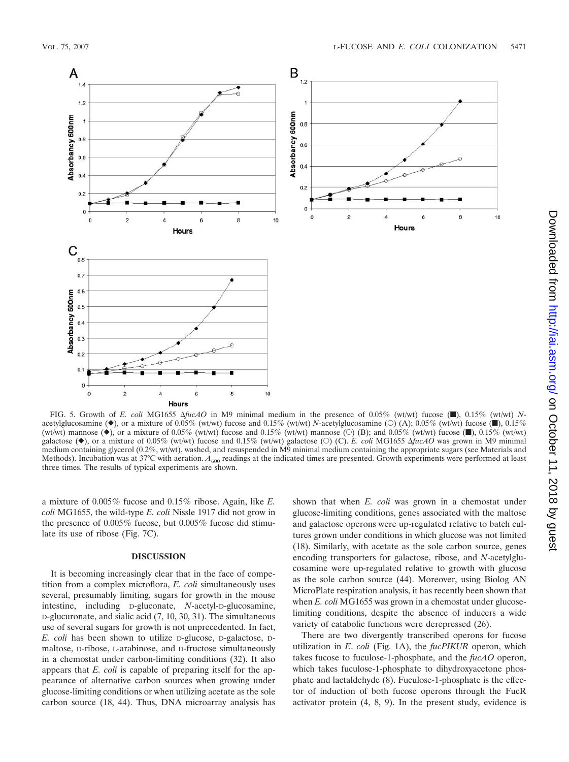FIG. 5. Growth of *E. coli* MG1655 Δ*fucAO* in M9 minimal medium in the presence of 0.05% (wt/wt) fucose (■), 0.15% (wt/wt) *N*-acetylglucosamine (◆), or a mixture of 0.05% (wt/wt) fucose and 0.15% (wt/wt) *N*-acetylglucosamine (○) (A); 0.05% (wt/wt) fucose (■), 0.15% (wt/wt) mannose (◆), or a mixture of 0.05% (wt/wt) fucose and 0.15% (wt/wt) mannose (○) (B); and 0.05% (wt/wt) fucose (■), 0.15% (wt/wt) galactose (◆), or a mixture of 0.05% (wt/wt) fucose and 0.15% (wt/wt) galactose (○) (C). *E. coli* MG1655 Δ*fucAO* was grown in M9 minimal medium containing glycerol (0.2%, wt/wt), washed, and resuspended in M9 minimal medium containing the appropriate sugars (see Materials and Methods). Incubation was at 37°C with aeration. $A_{600}$ readings at the indicated times are presented. Growth experiments were performed at least three times. The results of typical experiments are shown.

a mixture of 0.005% fucose and 0.15% ribose. Again, like *E. coli* MG1655, the wild-type *E. coli* Nissle 1917 did not grow in the presence of 0.005% fucose, but 0.005% fucose did stimulate its use of ribose (Fig. 7C).

## DISCUSSION

It is becoming increasingly clear that in the face of competition from a complex microflora, *E. coli* simultaneously uses several, presumably limiting, sugars for growth in the mouse intestine, including D-gluconate, *N*-acetyl-D-glucosamine, D-glucuronate, and sialic acid (7, 10, 30, 31). The simultaneous use of several sugars for growth is not unprecedented. In fact, *E. coli* has been shown to utilize D-glucose, D-galactose, D-maltose, D-ribose, L-arabinose, and D-fructose simultaneously in a chemostat under carbon-limiting conditions (32). It also appears that *E. coli* is capable of preparing itself for the appearance of alternative carbon sources when growing under glucose-limiting conditions or when utilizing acetate as the sole carbon source (18, 44). Thus, DNA microarray analysis has shown that when *E. coli* was grown in a chemostat under glucose-limiting conditions, genes associated with the maltose and galactose operons were up-regulated relative to batch cultures grown under conditions in which glucose was not limited (18). Similarly, with acetate as the sole carbon source, genes encoding transporters for galactose, ribose, and *N*-acetylglucosamine were up-regulated relative to growth with glucose as the sole carbon source (44). Moreover, using Biolog AN MicroPlate respiration analysis, it has recently been shown that when *E. coli* MG1655 was grown in a chemostat under glucose-limiting conditions, despite the absence of inducers a wide variety of catabolic functions were derepressed (26).

There are two divergently transcribed operons for fucose utilization in *E. coli* (Fig. 1A), the *fucPIKUR* operon, which takes fucose to fuculose-1-phosphate, and the *fucAO* operon, which takes fuculose-1-phosphate to dihydroxyacetone phosphate and lactaldehyde (8). Fuculose-1-phosphate is the effector of induction of both fucose operons through the FucR activator protein (4, 8, 9). In the present study, evidence is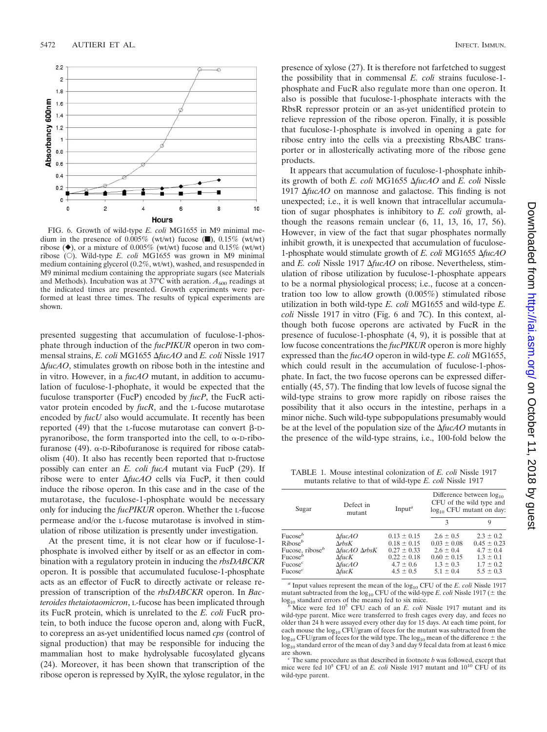FIG. 6. Growth of wild-type *E. coli* MG1655 in M9 minimal medium in the presence of 0.005% (wt/wt) fucose (■), 0.15% (wt/wt) ribose (◆), or a mixture of 0.005% (wt/wt) fucose and 0.15% (wt/wt) ribose (○). Wild-type *E. coli* MG1655 was grown in M9 minimal medium containing glycerol (0.2%, wt/wt), washed, and resuspended in M9 minimal medium containing the appropriate sugars (see Materials and Methods). Incubation was at 37°C with aeration. $A_{600}$ readings at the indicated times are presented. Growth experiments were performed at least three times. The results of typical experiments are shown.

presented suggesting that accumulation of fuculose-1-phosphate through induction of the *fucPIKUR* operon in two commensal strains, *E. coli* MG1655 Δ*fucAO* and *E. coli* Nissle 1917 Δ*fucAO*, stimulates growth on ribose both in the intestine and in vitro. However, in a *fucAO* mutant, in addition to accumulation of fuculose-1-phophate, it would be expected that the fuculose transporter (FucP) encoded by *fucP*, the FucR activator protein encoded by *fucR*, and the L-fucose mutarotase encoded by *fucU* also would accumulate. It recently has been reported (49) that the L-fucose mutarotase can convert β-D-pyranoribose, the form transported into the cell, to α-D-ribofuranose (49). α-D-Ribofuranose is required for ribose catabolism (40). It also has recently been reported that D-fructose possibly can enter an *E. coli fucA* mutant via FucP (29). If ribose were to enter Δ*fucAO* cells via FucP, it then could induce the ribose operon. In this case and in the case of the mutarotase, the fuculose-1-phosphate would be necessary only for inducing the *fucPIKUR* operon. Whether the L-fucose permease and/or the L-fucose mutarotase is involved in stimulation of ribose utilization is presently under investigation.

At the present time, it is not clear how or if fuculose-1-phosphate is involved either by itself or as an effector in combination with a regulatory protein in inducing the *rbsDABCKR* operon. It is possible that accumulated fuculose-1-phosphate acts as an effector of FucR to directly activate or release repression of transcription of the *rbsDABCKR* operon. In *Bacteroides thetaiotaomicron*, L-fucose has been implicated through its FucR protein, which is unrelated to the *E. coli* FucR protein, to both induce the fucose operon and, along with FucR, to corepress an as-yet unidentified locus named *cps* (control of signal production) that may be responsible for inducing the mammalian host to make hydrolysable fucosylated glycans (24). Moreover, it has been shown that transcription of the ribose operon is repressed by XylR, the xylose regulator, in the presence of xylose (27). It is therefore not farfetched to suggest the possibility that in commensal *E. coli* strains fuculose-1-phosphate and FucR also regulate more than one operon. It also is possible that fuculose-1-phosphate interacts with the RbsR repressor protein or an as-yet unidentified protein to relieve repression of the ribose operon. Finally, it is possible that fuculose-1-phosphate is involved in opening a gate for ribose entry into the cells via a preexisting RbsABC transporter or in allosterically activating more of the ribose gene products.

It appears that accumulation of fuculose-1-phosphate inhibits growth of both *E. coli* MG1655 Δ*fucAO* and *E. coli* Nissle 1917 Δ*fucAO* on mannose and galactose. This finding is not unexpected; i.e., it is well known that intracellular accumulation of sugar phosphates is inhibitory to *E. coli* growth, although the reasons remain unclear (6, 11, 13, 16, 17, 56). However, in view of the fact that sugar phosphates normally inhibit growth, it is unexpected that accumulation of fuculose-1-phosphate would stimulate growth of *E. coli* MG1655 Δ*fucAO* and *E. coli* Nissle 1917 Δ*fucAO* on ribose. Nevertheless, stimulation of ribose utilization by fuculose-1-phosphate appears to be a normal physiological process; i.e., fucose at a concentration too low to allow growth (0.005%) stimulated ribose utilization in both wild-type *E. coli* MG1655 and wild-type *E. coli* Nissle 1917 in vitro (Fig. 6 and 7C). In this context, although both fucose operons are activated by FucR in the presence of fuculose-1-phosphate (4, 9), it is possible that at low fucose concentrations the *fucPIKUR* operon is more highly expressed than the *fucAO* operon in wild-type *E. coli* MG1655, which could result in the accumulation of fuculose-1-phosphate. In fact, the two fucose operons can be expressed differentially (45, 57). The finding that low levels of fucose signal the wild-type strains to grow more rapidly on ribose raises the possibility that it also occurs in the intestine, perhaps in a minor niche. Such wild-type subpopulations presumably would be at the level of the population size of the Δ*fucAO* mutants in the presence of the wild-type strains, i.e., 100-fold below the

TABLE 1. Mouse intestinal colonization of *E. coli* Nissle 1917 mutants relative to that of wild-type *E. coli* Nissle 1917

| Sugar | Defect in mutant | Input[a] | Difference between $\log_{10}$ CFU of the wild type and $\log_{10}$ CFU mutant on day: | |
|---|---|---|---|---|
| | | | 3 | 9 |
| Fucose[b] | Δ*fucAO* | 0.13 ± 0.15 | 2.6 ± 0.5 | 2.3 ± 0.2 |
| Ribose[b] | Δ*rbsK* | 0.18 ± 0.15 | 0.03 ± 0.08 | 0.45 ± 0.23 |
| Fucose, ribose[b] | Δ*fucAO* Δ*rbsK* | 0.27 ± 0.33 | 2.6 ± 0.4 | 4.7 ± 0.4 |
| Fucose[b] | Δ*fucK* | 0.22 ± 0.18 | 0.60 ± 0.15 | 1.3 ± 0.1 |
| Fucose[c] | Δ*fucAO* | 4.7 ± 0.6 | 1.3 ± 0.3 | 1.7 ± 0.2 |
| Fucose[c] | Δ*fucK* | 4.5 ± 0.5 | 5.1 ± 0.4 | 5.5 ± 0.3 |

[a] Input values represent the mean of the $\log_{10}$ CFU of the *E. coli* Nissle 1917 mutant subtracted from the $\log_{10}$ CFU of the wild-type *E. coli* Nissle 1917 (± the $\log_{10}$ standard errors of the means) fed to six mice.

[b] Mice were fed $10^5$ CFU each of an *E. coli* Nissle 1917 mutant and its wild-type parent. Mice were transferred to fresh cages every day, and feces no older than 24 h were assayed every other day for 15 days. At each time point, for each mouse the $\log_{10}$ CFU/gram of feces for the mutant was subtracted from the $\log_{10}$ CFU/gram of feces for the wild type. The $\log_{10}$ mean of the difference ± the $\log_{10}$ standard error of the mean of day 3 and day 9 fecal data from at least 6 mice are shown.

[c] The same procedure as that described in footnote *b* was followed, except that mice were fed $10^5$ CFU of an *E. coli* Nissle 1917 mutant and $10^{10}$ CFU of its wild-type parent.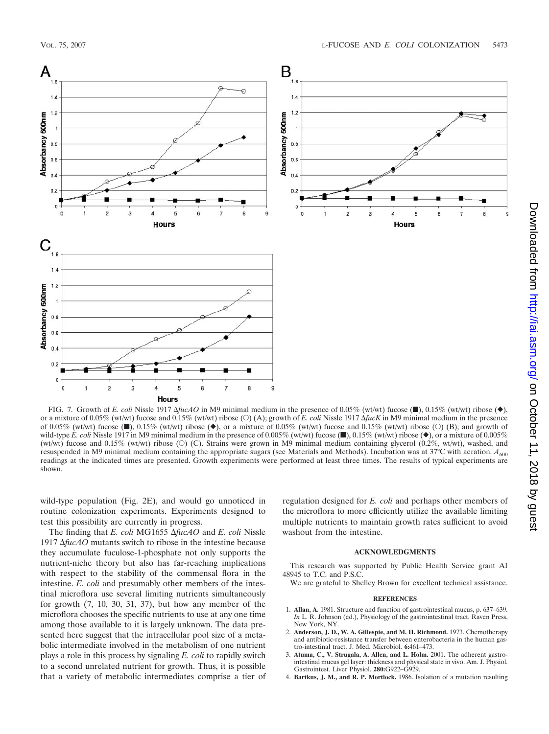FIG. 7. Growth of *E. coli* Nissle 1917 Δ*fucAO* in M9 minimal medium in the presence of 0.05% (wt/wt) fucose (■), 0.15% (wt/wt) ribose (◆), or a mixture of 0.05% (wt/wt) fucose and 0.15% (wt/wt) ribose (○) (A); growth of *E. coli* Nissle 1917 Δ*fucK* in M9 minimal medium in the presence of 0.05% (wt/wt) fucose (■), 0.15% (wt/wt) ribose (◆), or a mixture of 0.05% (wt/wt) fucose and 0.15% (wt/wt) ribose (○) (B); and growth of wild-type *E. coli* Nissle 1917 in M9 minimal medium in the presence of 0.005% (wt/wt) fucose (■), 0.15% (wt/wt) ribose (◆), or a mixture of 0.005% (wt/wt) fucose and 0.15% (wt/wt) ribose (○) (C). Strains were grown in M9 minimal medium containing glycerol (0.2%, wt/wt), washed, and resuspended in M9 minimal medium containing the appropriate sugars (see Materials and Methods). Incubation was at 37°C with aeration. $A_{600}$ readings at the indicated times are presented. Growth experiments were performed at least three times. The results of typical experiments are shown.

wild-type population (Fig. 2E), and would go unnoticed in routine colonization experiments. Experiments designed to test this possibility are currently in progress.

The finding that *E. coli* MG1655 Δ*fucAO* and *E. coli* Nissle 1917 Δ*fucAO* mutants switch to ribose in the intestine because they accumulate fuculose-1-phosphate not only supports the nutrient-niche theory but also has far-reaching implications with respect to the stability of the commensal flora in the intestine. *E. coli* and presumably other members of the intestinal microflora use several limiting nutrients simultaneously for growth (7, 10, 30, 31, 37), but how any member of the microflora chooses the specific nutrients to use at any one time among those available to it is largely unknown. The data presented here suggest that the intracellular pool size of a metabolic intermediate involved in the metabolism of one nutrient plays a role in this process by signaling *E. coli* to rapidly switch to a second unrelated nutrient for growth. Thus, it is possible that a variety of metabolic intermediates comprise a tier of regulation designed for *E. coli* and perhaps other members of the microflora to more efficiently utilize the available limiting multiple nutrients to maintain growth rates sufficient to avoid washout from the intestine.

## ACKNOWLEDGMENTS

This research was supported by Public Health Service grant AI 48945 to T.C. and P.S.C.

We are grateful to Shelley Brown for excellent technical assistance.

## REFERENCES

1. **Allan, A.** 1981. Structure and function of gastrointestinal mucus, p. 637–639. *In* L. R. Johnson (ed.), Physiology of the gastrointestinal tract. Raven Press, New York, NY.
2. **Anderson, J. D., W. A. Gillespie, and M. H. Richmond.** 1973. Chemotherapy and antibiotic-resistance transfer between enterobacteria in the human gastro-intestinal tract. J. Med. Microbiol. **6:**461–473.
3. **Atuma, C., V. Strugala, A. Allen, and L. Holm.** 2001. The adherent gastrointestinal mucus gel layer: thickness and physical state in vivo. Am. J. Physiol. Gastrointest. Liver Physiol. **280:**G922–G929.
4. **Bartkus, J. M., and R. P. Mortlock.** 1986. Isolation of a mutation resulting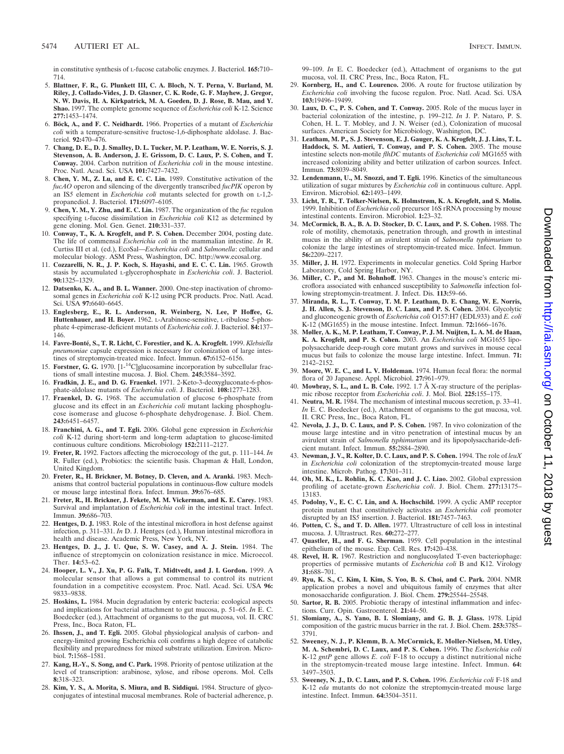in constitutive synthesis of L-fucose catabolic enzymes. J. Bacteriol. **165:**710–714.

5. **Blattner, F. R., G. Plunkett III, C. A. Bloch, N. T. Perna, V. Burland, M. Riley, J. Collado-Vides, J. D. Glasner, C. K. Rode, G. F. Mayhew, J. Gregor, N. W. Davis, H. A. Kirkpatrick, M. A. Goeden, D. J. Rose, B. Mau, and Y. Shao.** 1997. The complete genome sequence of *Escherichia coli* K-12. Science **277:**1453–1474.
6. **Böck, A., and F. C. Neidhardt.** 1966. Properties of a mutant of *Escherichia coli* with a temperature-sensitive fructose-1,6-diphosphate aldolase. J. Bacteriol. **92:**470–476.
7. **Chang, D. E., D. J. Smalley, D. L. Tucker, M. P. Leatham, W. E. Norris, S. J. Stevenson, A. B. Anderson, J. E. Grissom, D. C. Laux, P. S. Cohen, and T. Conway.** 2004. Carbon nutrition of *Escherichia coli* in the mouse intestine. Proc. Natl. Acad. Sci. USA **101:**7427–7432.
8. **Chen, Y. M., Z. Lu, and E. C. C. Lin.** 1989. Constitutive activation of the *fucAO* operon and silencing of the divergently transcribed *fucPIK* operon by an IS5 element in *Escherichia coli* mutants selected for growth on L-1,2-propanediol. J. Bacteriol. **171:**6097–6105.
9. **Chen, Y. M., Y. Zhu, and E. C. Lin.** 1987. The organization of the *fuc* regulon specifying L-fucose dissimilation in *Escherichia coli* K12 as determined by gene cloning. Mol. Gen. Genet. **210:**331–337.
10. **Conway, T., K. A. Krogfelt, and P. S. Cohen.** December 2004, posting date. The life of commensal *Escherichia coli* in the mammalian intestine. *In* R. Curtiss III et al. (ed.), EcoSal—*Escherichia coli* and *Salmonella*: cellular and molecular biology. ASM Press, Washington, DC. http://www.ecosal.org.
11. **Cozzarelli, N. R., J. P. Koch, S. Hayashi, and E. C. C. Lin.** 1965. Growth stasis by accumulated L-glycerophosphate in *Escherichia coli*. J. Bacteriol. **90:**1325–1329.
12. **Datsenko, K. A., and B. L. Wanner.** 2000. One-step inactivation of chromosomal genes in *Escherichia coli* K-12 using PCR products. Proc. Natl. Acad. Sci. USA **97:**6640–6645.
13. **Englesberg, E., R. L. Anderson, R. Weinberg, N. Lee, P Hoffee, G. Huttenhauer, and H. Boyer.** 1962. L-Arabinose-sensitive, L-ribulose 5-phosphate 4-epimerase-deficient mutants of *Escherichia coli*. J. Bacteriol. **84:**137–146.
14. **Favre-Bonté, S., T. R. Licht, C. Forestier, and K. A. Krogfelt.** 1999. *Klebsiella pneumoniae* capsule expression is necessary for colonization of large intestines of streptomycin-treated mice. Infect. Immun. **67:**6152–6156.
15. **Førstner, G. G.** 1970. [1-$^{14}$C]glucosamine incorporation by subcellular fractions of small intestine mucosa. J. Biol. Chem. **245:**3584–3592.
16. **Fradkin, J. E., and D. G. Fraenkel.** 1971. 2-Keto-3-deoxygluconate-6-phosphate-aldolase mutants of *Escherichia coli*. J. Bacteriol. **108:**1277–1283.
17. **Fraenkel, D. G.** 1968. The accumulation of glucose 6-phosphate from glucose and its effect in an *Escherichia coli* mutant lacking phosphoglucose isomerase and glucose 6-phosphate dehydrogenase. J. Biol. Chem. **243:**6451–6457.
18. **Franchini, A. G., and T. Egli.** 2006. Global gene expression in *Escherichia coli* K-12 during short-term and long-term adaptation to glucose-limited continuous culture conditions. Microbiology **152:**2111–2127.
19. **Freter, R.** 1992. Factors affecting the microecology of the gut, p. 111–144. *In* R. Fuller (ed.), Probiotics: the scientific basis. Chapman & Hall, London, United Kingdom.
20. **Freter, R., H. Brickner, M. Botney, D. Cleven, and A. Aranki.** 1983. Mechanisms that control bacterial populations in continuous-flow culture models or mouse large intestinal flora. Infect. Immun. **39:**676–685.
21. **Freter, R., H. Brickner, J. Fekete, M. M. Vickerman, and K. E. Carey.** 1983. Survival and implantation of *Escherichia coli* in the intestinal tract. Infect. Immun. **39:**686–703.
22. **Hentges, D. J.** 1983. Role of the intestinal microflora in host defense against infection, p. 311–331. *In* D. J. Hentges (ed.), Human intestinal microflora in health and disease. Academic Press, New York, NY.
23. **Hentges, D. J., J. U. Que, S. W. Casey, and A. J. Stein.** 1984. The influence of streptomycin on colonization resistance in mice. Microecol. Ther. **14:**53–62.
24. **Hooper, L. V., J. Xu, P. G. Falk, T. Midtvedt, and J. I. Gordon.** 1999. A molecular sensor that allows a gut commensal to control its nutrient foundation in a competitive ecosystem. Proc. Natl. Acad. Sci. USA **96:**9833–9838.
25. **Hoskins, L.** 1984. Mucin degradation by enteric bacteria: ecological aspects and implications for bacterial attachment to gut mucosa, p. 51–65. *In* E. C. Boedecker (ed.), Attachment of organisms to the gut mucosa, vol. II. CRC Press, Inc., Boca Raton, FL.
26. **Ihssen, J., and T. Egli.** 2005. Global physiological analysis of carbon- and energy-limited growing Escherichia coli confirms a high degree of catabolic flexibility and preparedness for mixed substrate utilization. Environ. Microbiol. **7:**1568–1581.
27. **Kang, H.-Y., S. Song, and C. Park.** 1998. Priority of pentose utilization at the level of transcription: arabinose, xylose, and ribose operons. Mol. Cells **8:**318–323.
28. **Kim, Y. S., A. Morita, S. Miura, and B. Siddiqui.** 1984. Structure of glycoconjugates of intestinal mucosal membranes. Role of bacterial adherence, p. 99–109. *In* E. C. Boedecker (ed.), Attachment of organisms to the gut mucosa, vol. II. CRC Press, Inc., Boca Raton, FL.
29. **Kornberg, H., and C. Lourenco.** 2006. A route for fructose utilization by *Escherichia coli* involving the fucose regulon. Proc. Natl. Acad. Sci. USA **103:**19496–19499.
30. **Laux, D. C., P. S. Cohen, and T. Conway.** 2005. Role of the mucus layer in bacterial colonization of the intestine, p. 199–212. *In* J. P. Nataro, P. S. Cohen, H. L. T. Mobley, and J. N. Weiser (ed.), Colonization of mucosal surfaces. American Society for Microbiology, Washington, DC.
31. **Leatham, M. P., S. J. Stevenson, E. J. Gauger, K. A. Krogfelt, J. J. Lins, T. L. Haddock, S. M. Autieri, T. Conway, and P. S. Cohen.** 2005. The mouse intestine selects non-motile *flhDC* mutants of *Escherichia coli* MG1655 with increased colonizing ability and better utilization of carbon sources. Infect. Immun. **73:**8039–8049.
32. **Lendenmann, U., M. Snozzi, and T. Egli.** 1996. Kinetics of the simultaneous utilization of sugar mixtures by *Escherichia coli* in continuous culture. Appl. Environ. Microbiol. **62:**1493–1499.
33. **Licht, T. R., T. Tolker-Nielsen, K. Holmstrøm, S. Molin, and K. A. Krogfelt.** 1999. Inhibition of *Escherichia coli* precursor 16S rRNA processing by mouse intestinal contents. Environ. Microbiol. **1:**23–32.
34. **McCormick, B. A., B. A. D. Stocker, D. C. Laux, and P. S. Cohen.** 1988. The role of motility, chemotaxis, penetration through, and growth in intestinal mucus in the ability of an avirulent strain of *Salmonella typhimurium* to colonize the large intestines of streptomycin-treated mice. Infect. Immun. **56:**2209–2217.
35. **Miller, J. H.** 1972. Experiments in molecular genetics. Cold Spring Harbor Laboratory, Cold Spring Harbor, NY.
36. **Miller, C. P., and M. Bohnhoff.** 1963. Changes in the mouse's enteric microflora associated with enhanced susceptibility to *Salmonella* infection following streptomycin-treatment. J. Infect. Dis. **113:**59–66.
37. **Miranda, R. L., T. Conway, M. P. Leatham, D. E. Chang, W. E. Norris, J. H. Allen, S. J. Stevenson, D. C. Laux, and P. S. Cohen.** 2004. Glycolytic and gluconeogenic growth of *Escherichia coli* O157:H7 (EDL933) and *E. coli* K-12 (MG1655) in the mouse intestine. Infect. Immun. **72:**1666–1676.
38. **Møller, A. K., M. P. Leatham, T. Conway, P. J. M. Nuijten, L. A. M. de Haan, K. A. Krogfelt, and P. S. Cohen.** 2003. An *Escherichia coli* MG1655 lipopolysaccharide deep-rough core mutant grows and survives in mouse cecal mucus but fails to colonize the mouse large intestine. Infect. Immun. **71:**2142–2152.
39. **Moore, W. E. C., and L. V. Holdeman.** 1974. Human fecal flora: the normal flora of 20 Japanese. Appl. Microbiol. **27:**961–979.
40. **Mowbray, S. L., and L. B. Cole.** 1992. 1.7 Å X-ray structure of the periplasmic ribose receptor from *Escherichia coli*. J. Mol. Biol. **225:**155–175.
41. **Neutra, M. R.** 1984. The mechanism of intestinal mucous secretion, p. 33–41. *In* E. C. Boedecker (ed.), Attachment of organisms to the gut mucosa, vol. II. CRC Press, Inc., Boca Raton, FL.
42. **Nevola, J. J., D. C. Laux, and P. S. Cohen.** 1987. In vivo colonization of the mouse large intestine and in vitro penetration of intestinal mucus by an avirulent strain of *Salmonella typhimurium* and its lipopolysaccharide-deficient mutant. Infect. Immun. **55:**2884–2890.
43. **Newman, J. V., R. Kolter, D. C. Laux, and P. S. Cohen.** 1994. The role of *leuX* in *Escherichia coli* colonization of the streptomycin-treated mouse large intestine. Microb. Pathog. **17:**301–311.
44. **Oh, M. K., L. Rohlin, K. C. Kao, and J. C. Liao.** 2002. Global expression profiling of acetate-grown *Escherichia coli*. J. Biol. Chem. **277:**13175–13183.
45. **Podolny, V., E. C. C. Lin, and A. Hochschild.** 1999. A cyclic AMP receptor protein mutant that constitutively activates an *Escherichia coli* promoter disrupted by an IS5 insertion. J. Bacteriol. **181:**7457–7463.
46. **Potten, C. S., and T. D. Allen.** 1977. Ultrastructure of cell loss in intestinal mucosa. J. Ultrastruct. Res. **60:**272–277.
47. **Quastler, H., and F. G. Sherman.** 1959. Cell population in the intestinal epithelium of the mouse. Exp. Cell. Res. **17:**420–438.
48. **Revel, H. R.** 1967. Restriction and nonglucosylated T-even bacteriophage: properties of permissive mutants of *Escherichia coli* B and K12. Virology **31:**688–701.
49. **Ryu, K. S., C. Kim, I. Kim, S. Yoo, B. S. Choi, and C. Park.** 2004. NMR application probes a novel and ubiquitous family of enzymes that alter monosaccharide configuration. J. Biol. Chem. **279:**25544–25548.
50. **Sartor, R. B.** 2005. Probiotic therapy of intestinal inflammation and infections. Curr. Opin. Gastroenterol. **21:**44–50.
51. **Slomiany, A., S. Yano, B. I. Slomiany, and G. B. J. Glass.** 1978. Lipid composition of the gastric mucus barrier in the rat. J. Biol. Chem. **253:**3785–3791.
52. **Sweeney, N. J., P. Klemm, B. A. McCormick, E. Moller-Nielsen, M. Utley, M. A. Schembri, D. C. Laux, and P. S. Cohen.** 1996. The *Escherichia coli* K-12 *gntP* gene allows *E. coli* F-18 to occupy a distinct nutritional niche in the streptomycin-treated mouse large intestine. Infect. Immun. **64:**3497–3503.
53. **Sweeney, N. J., D. C. Laux, and P. S. Cohen.** 1996. *Escherichia coli* F-18 and K-12 *eda* mutants do not colonize the streptomycin-treated mouse large intestine. Infect. Immun. **64:**3504–3511.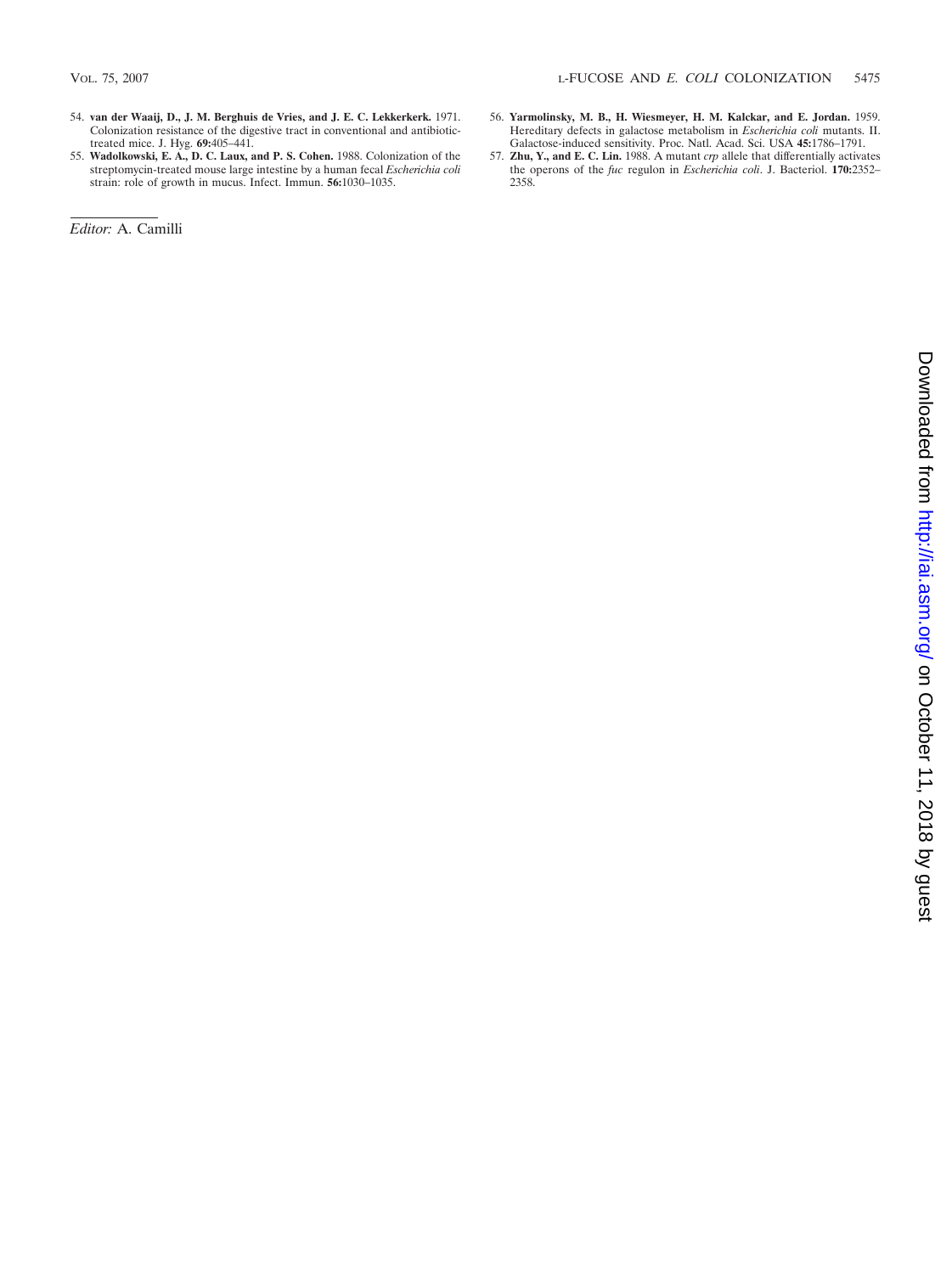54. **van der Waaij, D., J. M. Berghuis de Vries, and J. E. C. Lekkerkerk.** 1971. Colonization resistance of the digestive tract in conventional and antibiotic-treated mice. J. Hyg. **69:**405–441.
55. **Wadolkowski, E. A., D. C. Laux, and P. S. Cohen.** 1988. Colonization of the streptomycin-treated mouse large intestine by a human fecal *Escherichia coli* strain: role of growth in mucus. Infect. Immun. **56:**1030–1035.
56. **Yarmolinsky, M. B., H. Wiesmeyer, H. M. Kalckar, and E. Jordan.** 1959. Hereditary defects in galactose metabolism in *Escherichia coli* mutants. II. Galactose-induced sensitivity. Proc. Natl. Acad. Sci. USA **45:**1786–1791.
57. **Zhu, Y., and E. C. Lin.** 1988. A mutant *crp* allele that differentially activates the operons of the *fuc* regulon in *Escherichia coli*. J. Bacteriol. **170:**2352–2358.

*Editor:* A. Camilli